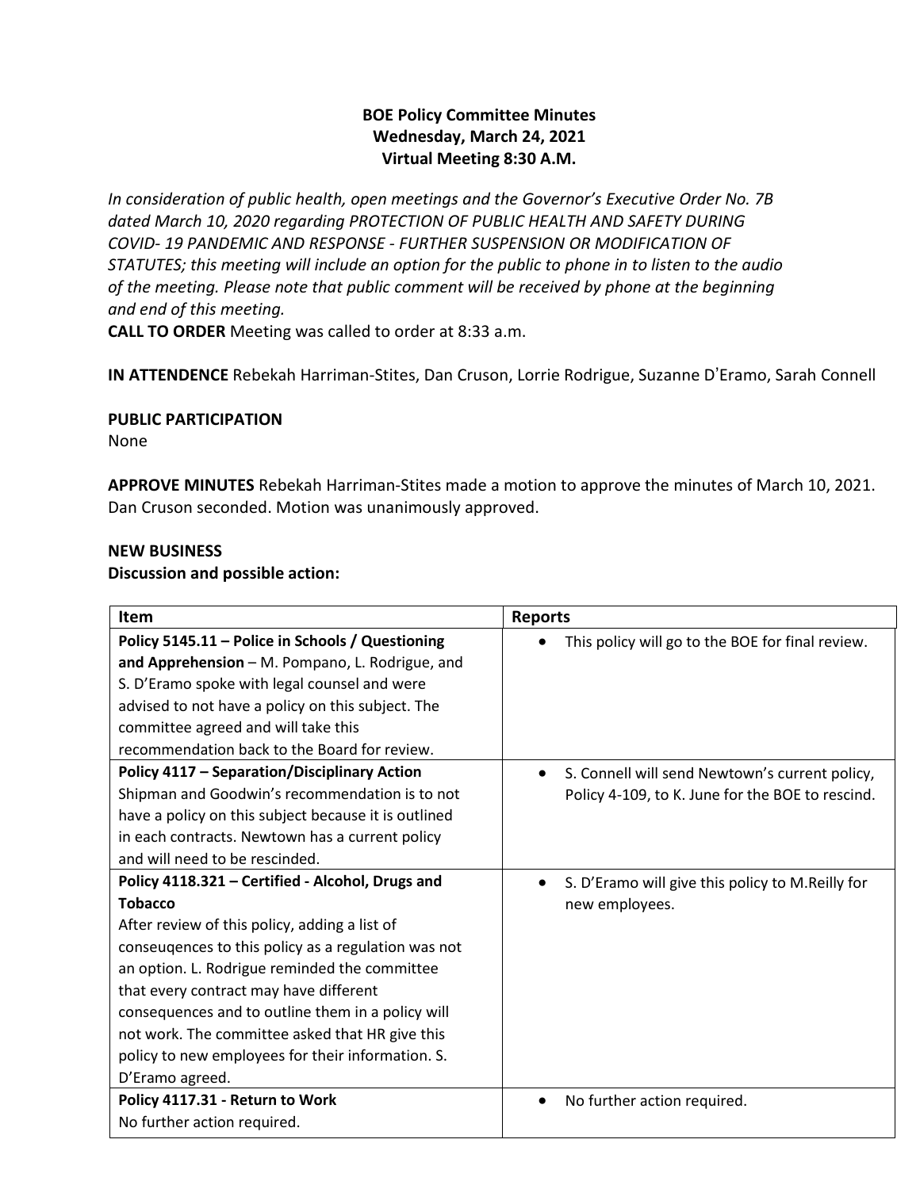**BOE Policy Committee Minutes**
**Wednesday, March 24, 2021**
**Virtual Meeting 8:30 A.M.**

*In consideration of public health, open meetings and the Governor's Executive Order No. 7B dated March 10, 2020 regarding PROTECTION OF PUBLIC HEALTH AND SAFETY DURING COVID- 19 PANDEMIC AND RESPONSE - FURTHER SUSPENSION OR MODIFICATION OF STATUTES; this meeting will include an option for the public to phone in to listen to the audio of the meeting. Please note that public comment will be received by phone at the beginning and end of this meeting.*

**CALL TO ORDER** Meeting was called to order at 8:33 a.m.

**IN ATTENDENCE** Rebekah Harriman-Stites, Dan Cruson, Lorrie Rodrigue, Suzanne D'Eramo, Sarah Connell

**PUBLIC PARTICIPATION**
None

**APPROVE MINUTES** Rebekah Harriman-Stites made a motion to approve the minutes of March 10, 2021. Dan Cruson seconded. Motion was unanimously approved.

**NEW BUSINESS**
**Discussion and possible action:**

| Item | Reports |
|---|---|
| **Policy 5145.11 – Police in Schools / Questioning and Apprehension** – M. Pompano, L. Rodrigue, and S. D'Eramo spoke with legal counsel and were advised to not have a policy on this subject. The committee agreed and will take this recommendation back to the Board for review. | • This policy will go to the BOE for final review. |
| **Policy 4117 – Separation/Disciplinary Action** Shipman and Goodwin's recommendation is to not have a policy on this subject because it is outlined in each contracts. Newtown has a current policy and will need to be rescinded. | • S. Connell will send Newtown's current policy, Policy 4-109, to K. June for the BOE to rescind. |
| **Policy 4118.321 – Certified - Alcohol, Drugs and Tobacco** After review of this policy, adding a list of conseuqences to this policy as a regulation was not an option. L. Rodrigue reminded the committee that every contract may have different consequences and to outline them in a policy will not work. The committee asked that HR give this policy to new employees for their information. S. D'Eramo agreed. | • S. D'Eramo will give this policy to M.Reilly for new employees. |
| **Policy 4117.31 - Return to Work** No further action required. | • No further action required. |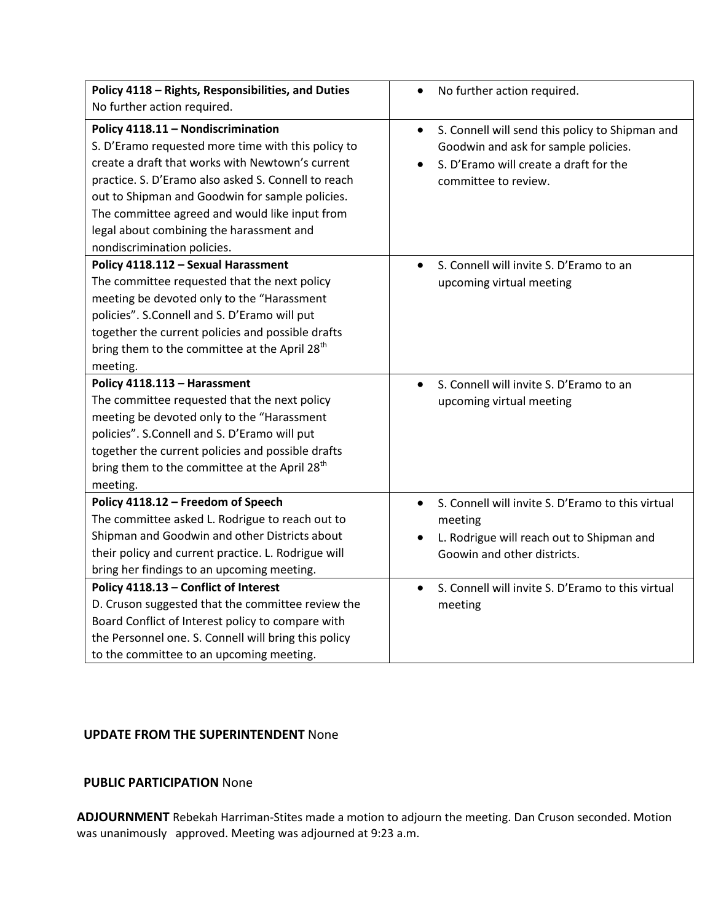| | |
|---|---|
| **Policy 4118 – Rights, Responsibilities, and Duties**<br>No further action required. | • No further action required. |
| **Policy 4118.11 – Nondiscrimination**<br>S. D'Eramo requested more time with this policy to create a draft that works with Newtown's current practice. S. D'Eramo also asked S. Connell to reach out to Shipman and Goodwin for sample policies. The committee agreed and would like input from legal about combining the harassment and nondiscrimination policies. | • S. Connell will send this policy to Shipman and Goodwin and ask for sample policies.<br>• S. D'Eramo will create a draft for the committee to review. |
| **Policy 4118.112 – Sexual Harassment**<br>The committee requested that the next policy meeting be devoted only to the "Harassment policies". S.Connell and S. D'Eramo will put together the current policies and possible drafts bring them to the committee at the April 28th meeting. | • S. Connell will invite S. D'Eramo to an upcoming virtual meeting |
| **Policy 4118.113 – Harassment**<br>The committee requested that the next policy meeting be devoted only to the "Harassment policies". S.Connell and S. D'Eramo will put together the current policies and possible drafts bring them to the committee at the April 28th meeting. | • S. Connell will invite S. D'Eramo to an upcoming virtual meeting |
| **Policy 4118.12 – Freedom of Speech**<br>The committee asked L. Rodrigue to reach out to Shipman and Goodwin and other Districts about their policy and current practice. L. Rodrigue will bring her findings to an upcoming meeting. | • S. Connell will invite S. D'Eramo to this virtual meeting<br>• L. Rodrigue will reach out to Shipman and Goowin and other districts. |
| **Policy 4118.13 – Conflict of Interest**<br>D. Cruson suggested that the committee review the Board Conflict of Interest policy to compare with the Personnel one. S. Connell will bring this policy to the committee to an upcoming meeting. | • S. Connell will invite S. D'Eramo to this virtual meeting |

**UPDATE FROM THE SUPERINTENDENT** None

**PUBLIC PARTICIPATION** None

**ADJOURNMENT** Rebekah Harriman-Stites made a motion to adjourn the meeting. Dan Cruson seconded. Motion was unanimously approved. Meeting was adjourned at 9:23 a.m.